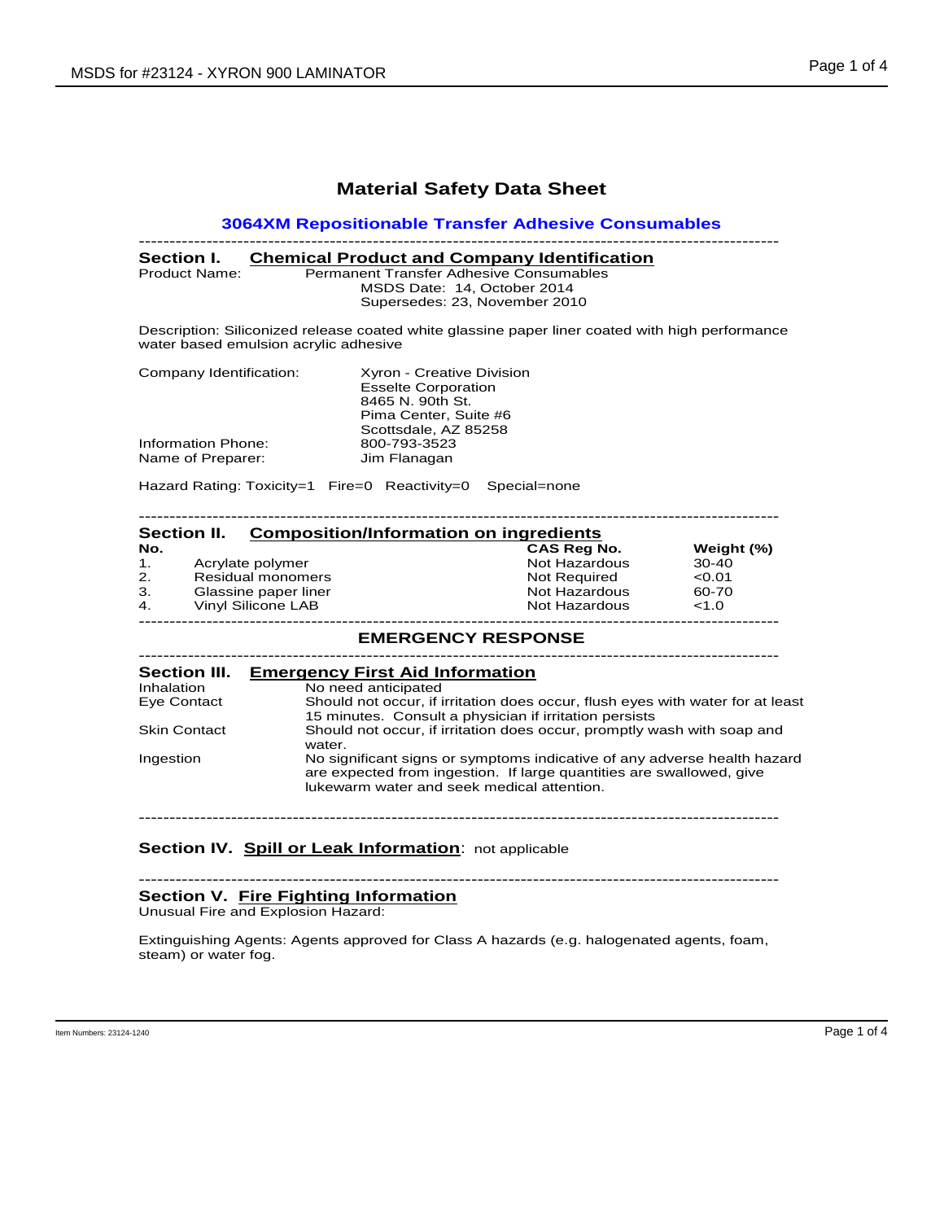# Material Safety Data Sheet

## 3064XM Repositionable Transfer Adhesive Consumables

---

### Section I. Chemical Product and Company Identification

Product Name: Permanent Transfer Adhesive Consumables
MSDS Date: 14, October 2014
Supersedes: 23, November 2010

Description: Siliconized release coated white glassine paper liner coated with high performance water based emulsion acrylic adhesive

Company Identification: Xyron - Creative Division
Esselte Corporation
8465 N. 90th St.
Pima Center, Suite #6
Scottsdale, AZ 85258

Information Phone: 800-793-3523
Name of Preparer: Jim Flanagan

Hazard Rating: Toxicity=1 Fire=0 Reactivity=0 Special=none

---

### Section II. Composition/Information on ingredients

| No. | | CAS Reg No. | Weight (%) |
|---|---|---|---|
| 1. | Acrylate polymer | Not Hazardous | 30-40 |
| 2. | Residual monomers | Not Required | <0.01 |
| 3. | Glassine paper liner | Not Hazardous | 60-70 |
| 4. | Vinyl Silicone LAB | Not Hazardous | <1.0 |

---

## EMERGENCY RESPONSE

---

### Section III. Emergency First Aid Information

| | |
|---|---|
| Inhalation | No need anticipated |
| Eye Contact | Should not occur, if irritation does occur, flush eyes with water for at least 15 minutes. Consult a physician if irritation persists |
| Skin Contact | Should not occur, if irritation does occur, promptly wash with soap and water. |
| Ingestion | No significant signs or symptoms indicative of any adverse health hazard are expected from ingestion. If large quantities are swallowed, give lukewarm water and seek medical attention. |

---

### Section IV. Spill or Leak Information: not applicable

---

### Section V. Fire Fighting Information

Unusual Fire and Explosion Hazard:

Extinguishing Agents: Agents approved for Class A hazards (e.g. halogenated agents, foam, steam) or water fog.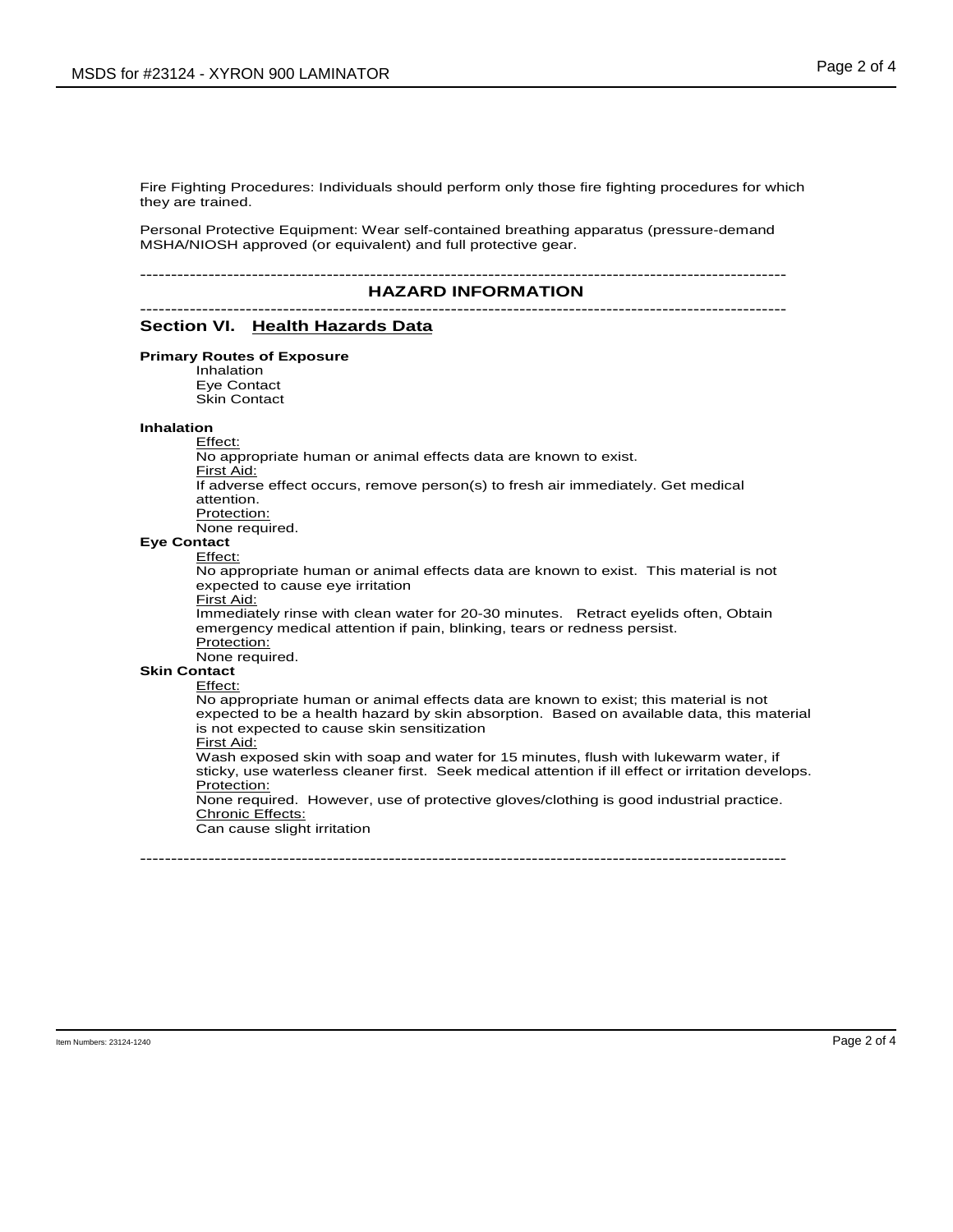Fire Fighting Procedures: Individuals should perform only those fire fighting procedures for which they are trained.

Personal Protective Equipment: Wear self-contained breathing apparatus (pressure-demand MSHA/NIOSH approved (or equivalent) and full protective gear.

---

## HAZARD INFORMATION

---

### Section VI. Health Hazards Data

**Primary Routes of Exposure**

Inhalation
Eye Contact
Skin Contact

**Inhalation**

Effect:
No appropriate human or animal effects data are known to exist.
First Aid:
If adverse effect occurs, remove person(s) to fresh air immediately. Get medical attention.
Protection:
None required.

**Eye Contact**

Effect:
No appropriate human or animal effects data are known to exist. This material is not expected to cause eye irritation
First Aid:
Immediately rinse with clean water for 20-30 minutes. Retract eyelids often, Obtain emergency medical attention if pain, blinking, tears or redness persist.
Protection:
None required.

**Skin Contact**

Effect:
No appropriate human or animal effects data are known to exist; this material is not expected to be a health hazard by skin absorption. Based on available data, this material is not expected to cause skin sensitization
First Aid:
Wash exposed skin with soap and water for 15 minutes, flush with lukewarm water, if sticky, use waterless cleaner first. Seek medical attention if ill effect or irritation develops.
Protection:
None required. However, use of protective gloves/clothing is good industrial practice.
Chronic Effects:
Can cause slight irritation

---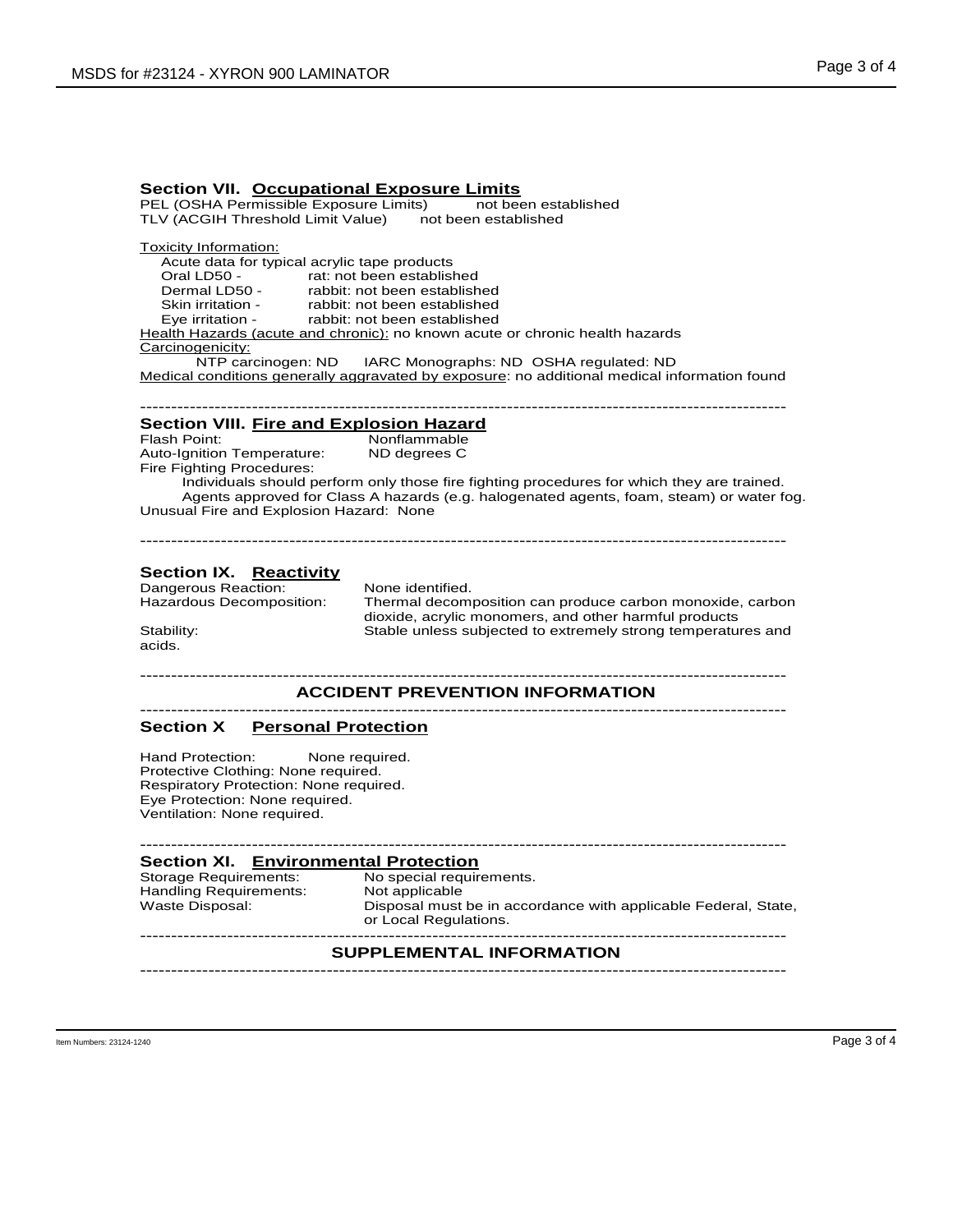## Section VII. Occupational Exposure Limits

PEL (OSHA Permissible Exposure Limits) not been established
TLV (ACGIH Threshold Limit Value) not been established

Toxicity Information:

Acute data for typical acrylic tape products

- Oral LD50 - rat: not been established
- Dermal LD50 - rabbit: not been established
- Skin irritation - rabbit: not been established
- Eye irritation - rabbit: not been established

Health Hazards (acute and chronic): no known acute or chronic health hazards

Carcinogenicity:

NTP carcinogen: ND IARC Monographs: ND OSHA regulated: ND

Medical conditions generally aggravated by exposure: no additional medical information found

---

## Section VIII. Fire and Explosion Hazard

Flash Point: Nonflammable
Auto-Ignition Temperature: ND degrees C
Fire Fighting Procedures:

Individuals should perform only those fire fighting procedures for which they are trained.
Agents approved for Class A hazards (e.g. halogenated agents, foam, steam) or water fog.

Unusual Fire and Explosion Hazard: None

---

## Section IX. Reactivity

Dangerous Reaction: None identified.
Hazardous Decomposition: Thermal decomposition can produce carbon monoxide, carbon dioxide, acrylic monomers, and other harmful products
Stability: Stable unless subjected to extremely strong temperatures and acids.

---

# ACCIDENT PREVENTION INFORMATION

---

## Section X Personal Protection

Hand Protection: None required.
Protective Clothing: None required.
Respiratory Protection: None required.
Eye Protection: None required.
Ventilation: None required.

---

## Section XI. Environmental Protection

Storage Requirements: No special requirements.
Handling Requirements: Not applicable
Waste Disposal: Disposal must be in accordance with applicable Federal, State, or Local Regulations.

---

# SUPPLEMENTAL INFORMATION

---

Item Numbers: 23124-1240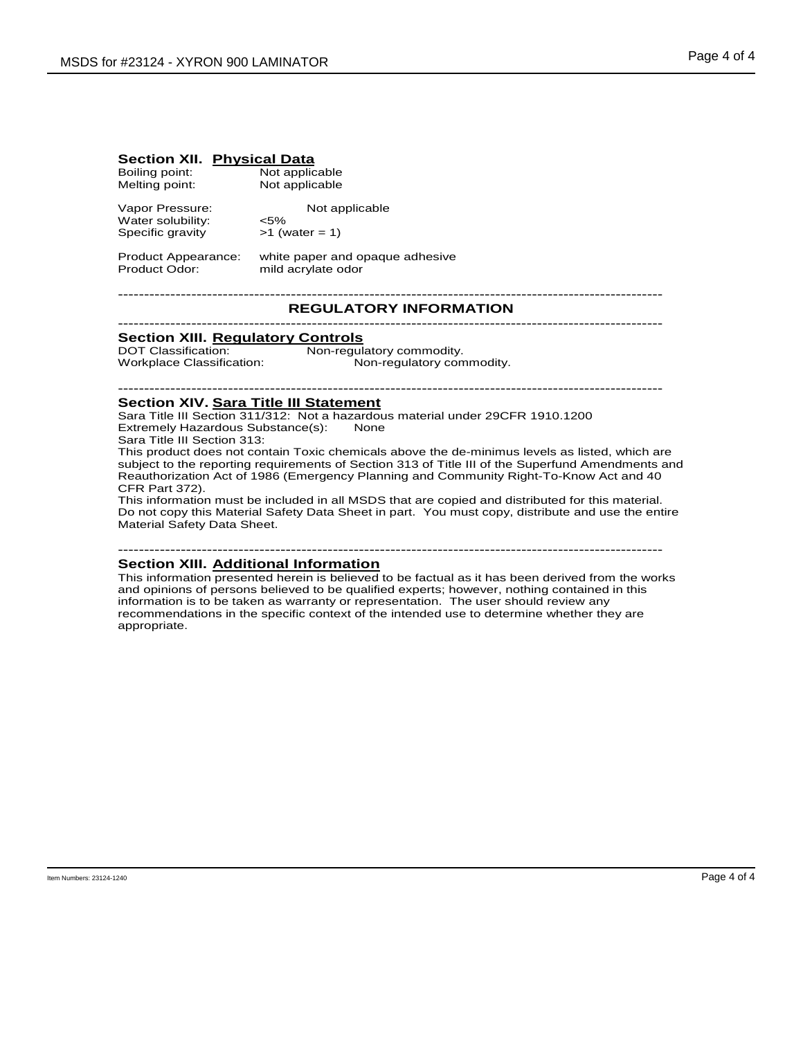## Section XII. Physical Data

| | |
|---|---|
| Boiling point: | Not applicable |
| Melting point: | Not applicable |
| Vapor Pressure: | Not applicable |
| Water solubility: | <5% |
| Specific gravity | >1 (water = 1) |
| Product Appearance: | white paper and opaque adhesive |
| Product Odor: | mild acrylate odor |

---

# REGULATORY INFORMATION

---

## Section XIII. Regulatory Controls

DOT Classification: Non-regulatory commodity.
Workplace Classification: Non-regulatory commodity.

---

## Section XIV. Sara Title III Statement

Sara Title III Section 311/312: Not a hazardous material under 29CFR 1910.1200
Extremely Hazardous Substance(s): None
Sara Title III Section 313:
This product does not contain Toxic chemicals above the de-minimus levels as listed, which are subject to the reporting requirements of Section 313 of Title III of the Superfund Amendments and Reauthorization Act of 1986 (Emergency Planning and Community Right-To-Know Act and 40 CFR Part 372).
This information must be included in all MSDS that are copied and distributed for this material. Do not copy this Material Safety Data Sheet in part. You must copy, distribute and use the entire Material Safety Data Sheet.

---

## Section XIII. Additional Information

This information presented herein is believed to be factual as it has been derived from the works and opinions of persons believed to be qualified experts; however, nothing contained in this information is to be taken as warranty or representation. The user should review any recommendations in the specific context of the intended use to determine whether they are appropriate.